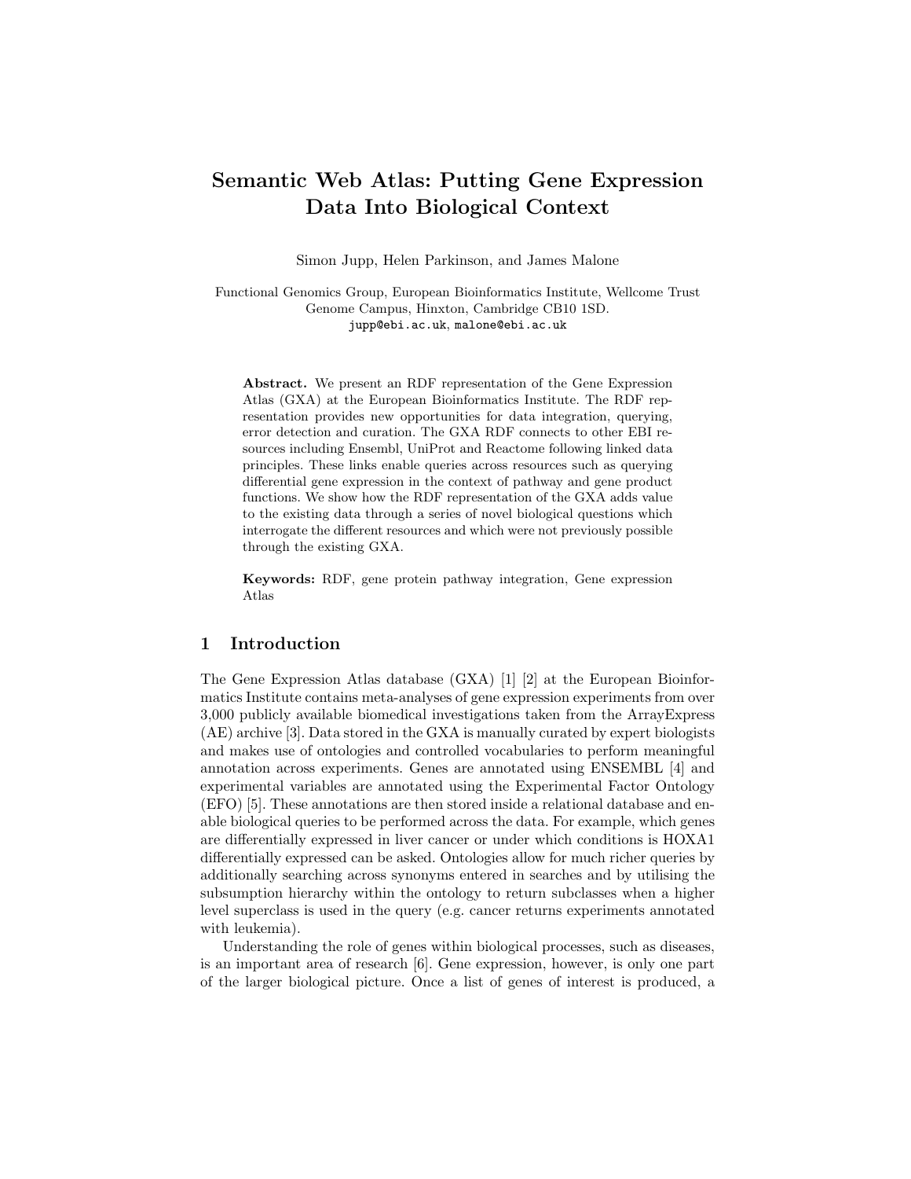# Semantic Web Atlas: Putting Gene Expression Data Into Biological Context

Simon Jupp, Helen Parkinson, and James Malone

Functional Genomics Group, European Bioinformatics Institute, Wellcome Trust Genome Campus, Hinxton, Cambridge CB10 1SD.
jupp@ebi.ac.uk, malone@ebi.ac.uk

**Abstract.** We present an RDF representation of the Gene Expression Atlas (GXA) at the European Bioinformatics Institute. The RDF representation provides new opportunities for data integration, querying, error detection and curation. The GXA RDF connects to other EBI resources including Ensembl, UniProt and Reactome following linked data principles. These links enable queries across resources such as querying differential gene expression in the context of pathway and gene product functions. We show how the RDF representation of the GXA adds value to the existing data through a series of novel biological questions which interrogate the different resources and which were not previously possible through the existing GXA.

**Keywords:** RDF, gene protein pathway integration, Gene expression Atlas

## 1 Introduction

The Gene Expression Atlas database (GXA) [1] [2] at the European Bioinformatics Institute contains meta-analyses of gene expression experiments from over 3,000 publicly available biomedical investigations taken from the ArrayExpress (AE) archive [3]. Data stored in the GXA is manually curated by expert biologists and makes use of ontologies and controlled vocabularies to perform meaningful annotation across experiments. Genes are annotated using ENSEMBL [4] and experimental variables are annotated using the Experimental Factor Ontology (EFO) [5]. These annotations are then stored inside a relational database and enable biological queries to be performed across the data. For example, which genes are differentially expressed in liver cancer or under which conditions is HOXA1 differentially expressed can be asked. Ontologies allow for much richer queries by additionally searching across synonyms entered in searches and by utilising the subsumption hierarchy within the ontology to return subclasses when a higher level superclass is used in the query (e.g. cancer returns experiments annotated with leukemia).

Understanding the role of genes within biological processes, such as diseases, is an important area of research [6]. Gene expression, however, is only one part of the larger biological picture. Once a list of genes of interest is produced, a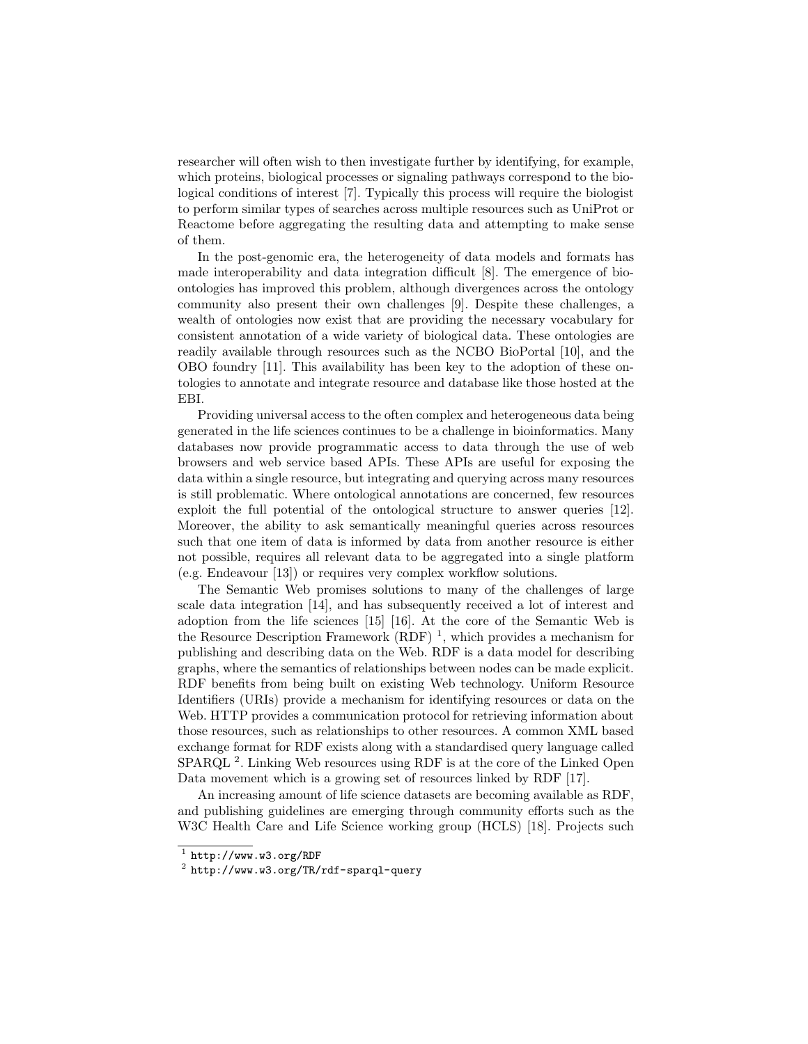researcher will often wish to then investigate further by identifying, for example, which proteins, biological processes or signaling pathways correspond to the biological conditions of interest [7]. Typically this process will require the biologist to perform similar types of searches across multiple resources such as UniProt or Reactome before aggregating the resulting data and attempting to make sense of them.

In the post-genomic era, the heterogeneity of data models and formats has made interoperability and data integration difficult [8]. The emergence of bio-ontologies has improved this problem, although divergences across the ontology community also present their own challenges [9]. Despite these challenges, a wealth of ontologies now exist that are providing the necessary vocabulary for consistent annotation of a wide variety of biological data. These ontologies are readily available through resources such as the NCBO BioPortal [10], and the OBO foundry [11]. This availability has been key to the adoption of these ontologies to annotate and integrate resource and database like those hosted at the EBI.

Providing universal access to the often complex and heterogeneous data being generated in the life sciences continues to be a challenge in bioinformatics. Many databases now provide programmatic access to data through the use of web browsers and web service based APIs. These APIs are useful for exposing the data within a single resource, but integrating and querying across many resources is still problematic. Where ontological annotations are concerned, few resources exploit the full potential of the ontological structure to answer queries [12]. Moreover, the ability to ask semantically meaningful queries across resources such that one item of data is informed by data from another resource is either not possible, requires all relevant data to be aggregated into a single platform (e.g. Endeavour [13]) or requires very complex workflow solutions.

The Semantic Web promises solutions to many of the challenges of large scale data integration [14], and has subsequently received a lot of interest and adoption from the life sciences [15] [16]. At the core of the Semantic Web is the Resource Description Framework (RDF) [1], which provides a mechanism for publishing and describing data on the Web. RDF is a data model for describing graphs, where the semantics of relationships between nodes can be made explicit. RDF benefits from being built on existing Web technology. Uniform Resource Identifiers (URIs) provide a mechanism for identifying resources or data on the Web. HTTP provides a communication protocol for retrieving information about those resources, such as relationships to other resources. A common XML based exchange format for RDF exists along with a standardised query language called SPARQL [2]. Linking Web resources using RDF is at the core of the Linked Open Data movement which is a growing set of resources linked by RDF [17].

An increasing amount of life science datasets are becoming available as RDF, and publishing guidelines are emerging through community efforts such as the W3C Health Care and Life Science working group (HCLS) [18]. Projects such

[1] http://www.w3.org/RDF

[2] http://www.w3.org/TR/rdf-sparql-query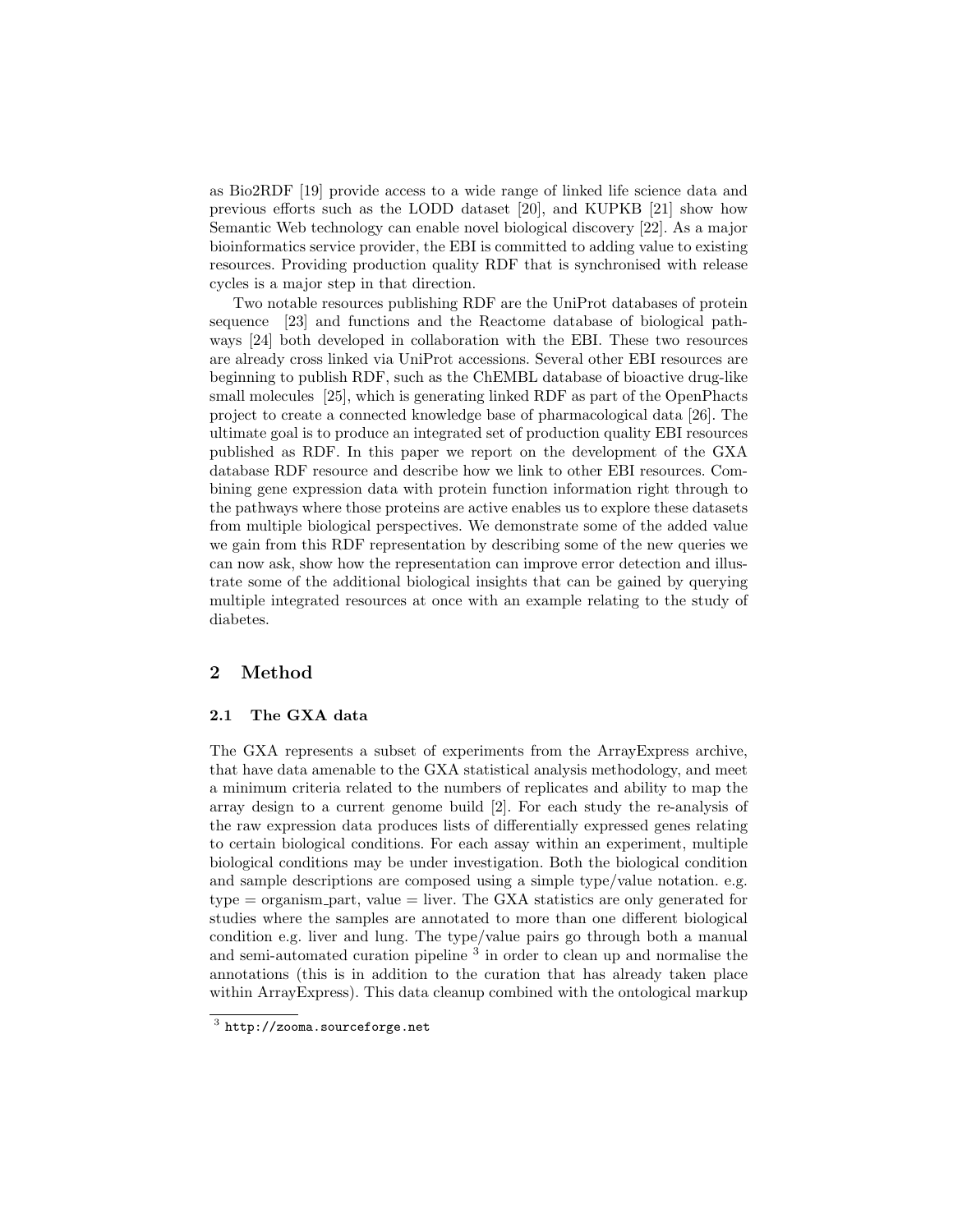as Bio2RDF [19] provide access to a wide range of linked life science data and previous efforts such as the LODD dataset [20], and KUPKB [21] show how Semantic Web technology can enable novel biological discovery [22]. As a major bioinformatics service provider, the EBI is committed to adding value to existing resources. Providing production quality RDF that is synchronised with release cycles is a major step in that direction.

Two notable resources publishing RDF are the UniProt databases of protein sequence [23] and functions and the Reactome database of biological pathways [24] both developed in collaboration with the EBI. These two resources are already cross linked via UniProt accessions. Several other EBI resources are beginning to publish RDF, such as the ChEMBL database of bioactive drug-like small molecules [25], which is generating linked RDF as part of the OpenPhacts project to create a connected knowledge base of pharmacological data [26]. The ultimate goal is to produce an integrated set of production quality EBI resources published as RDF. In this paper we report on the development of the GXA database RDF resource and describe how we link to other EBI resources. Combining gene expression data with protein function information right through to the pathways where those proteins are active enables us to explore these datasets from multiple biological perspectives. We demonstrate some of the added value we gain from this RDF representation by describing some of the new queries we can now ask, show how the representation can improve error detection and illustrate some of the additional biological insights that can be gained by querying multiple integrated resources at once with an example relating to the study of diabetes.

## 2 Method

### 2.1 The GXA data

The GXA represents a subset of experiments from the ArrayExpress archive, that have data amenable to the GXA statistical analysis methodology, and meet a minimum criteria related to the numbers of replicates and ability to map the array design to a current genome build [2]. For each study the re-analysis of the raw expression data produces lists of differentially expressed genes relating to certain biological conditions. For each assay within an experiment, multiple biological conditions may be under investigation. Both the biological condition and sample descriptions are composed using a simple type/value notation. e.g. type = organism_part, value = liver. The GXA statistics are only generated for studies where the samples are annotated to more than one different biological condition e.g. liver and lung. The type/value pairs go through both a manual and semi-automated curation pipeline [3] in order to clean up and normalise the annotations (this is in addition to the curation that has already taken place within ArrayExpress). This data cleanup combined with the ontological markup

[3] http://zooma.sourceforge.net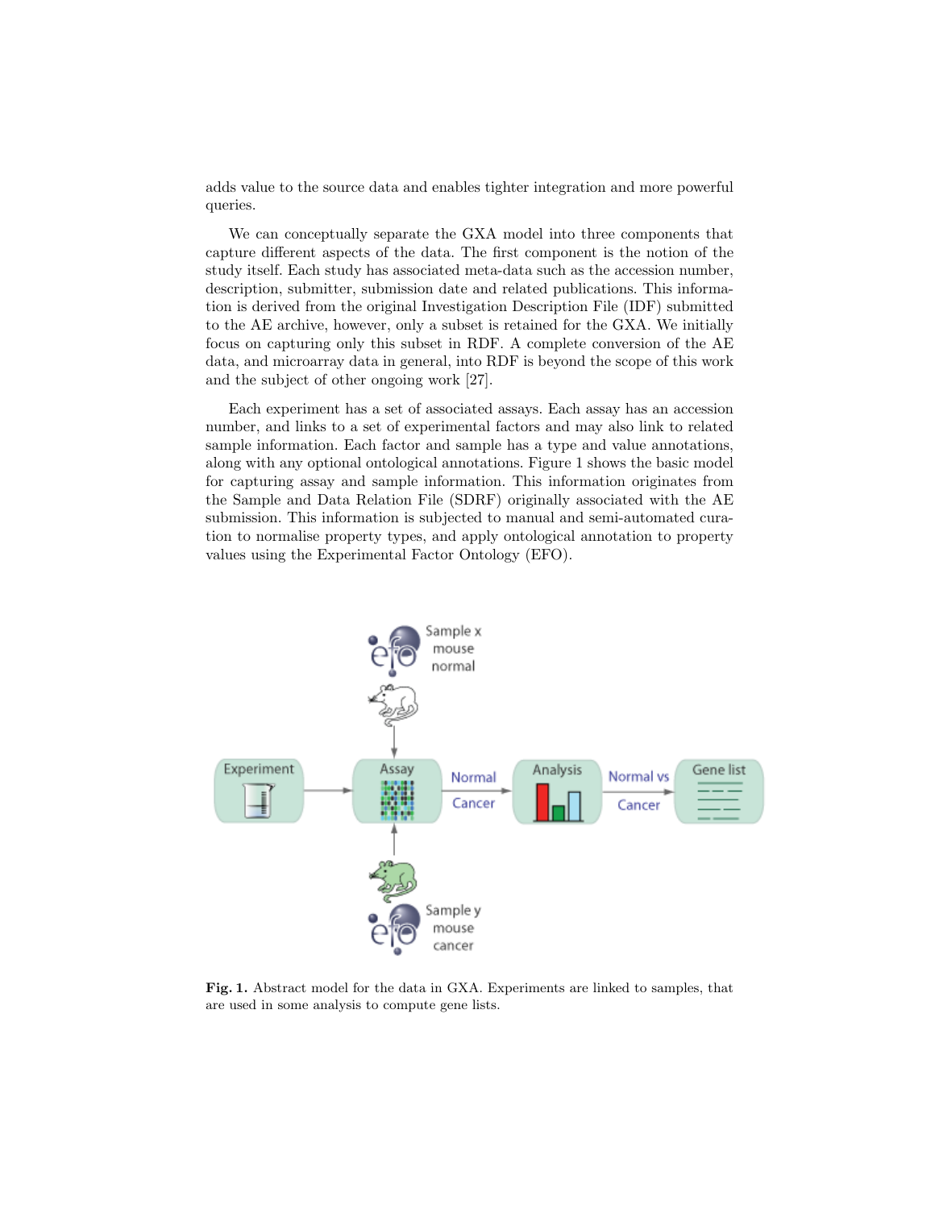adds value to the source data and enables tighter integration and more powerful queries.

We can conceptually separate the GXA model into three components that capture different aspects of the data. The first component is the notion of the study itself. Each study has associated meta-data such as the accession number, description, submitter, submission date and related publications. This information is derived from the original Investigation Description File (IDF) submitted to the AE archive, however, only a subset is retained for the GXA. We initially focus on capturing only this subset in RDF. A complete conversion of the AE data, and microarray data in general, into RDF is beyond the scope of this work and the subject of other ongoing work [27].

Each experiment has a set of associated assays. Each assay has an accession number, and links to a set of experimental factors and may also link to related sample information. Each factor and sample has a type and value annotations, along with any optional ontological annotations. Figure 1 shows the basic model for capturing assay and sample information. This information originates from the Sample and Data Relation File (SDRF) originally associated with the AE submission. This information is subjected to manual and semi-automated curation to normalise property types, and apply ontological annotation to property values using the Experimental Factor Ontology (EFO).

**Fig. 1.** Abstract model for the data in GXA. Experiments are linked to samples, that are used in some analysis to compute gene lists.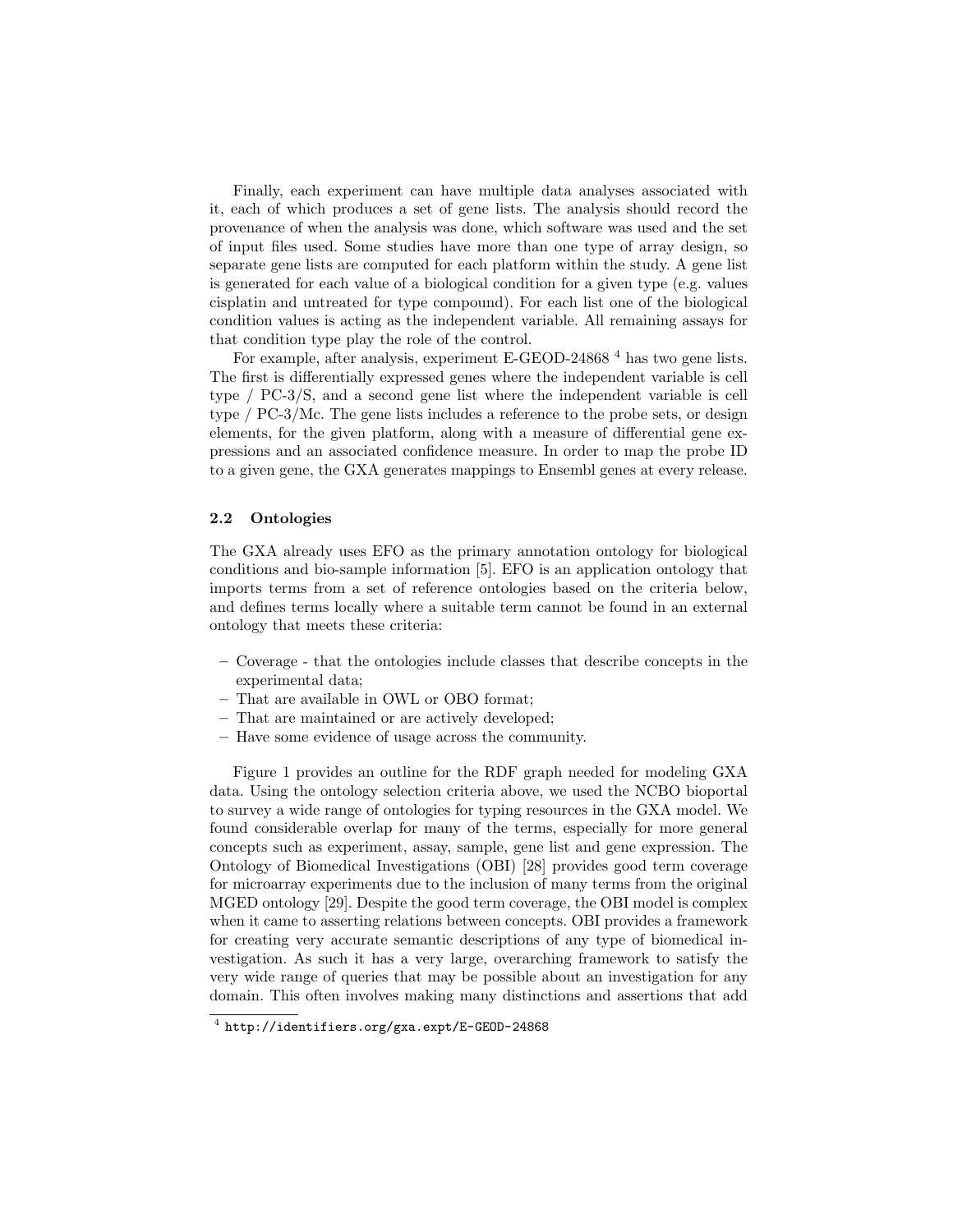Finally, each experiment can have multiple data analyses associated with it, each of which produces a set of gene lists. The analysis should record the provenance of when the analysis was done, which software was used and the set of input files used. Some studies have more than one type of array design, so separate gene lists are computed for each platform within the study. A gene list is generated for each value of a biological condition for a given type (e.g. values cisplatin and untreated for type compound). For each list one of the biological condition values is acting as the independent variable. All remaining assays for that condition type play the role of the control.

For example, after analysis, experiment E-GEOD-24868 [4] has two gene lists. The first is differentially expressed genes where the independent variable is cell type / PC-3/S, and a second gene list where the independent variable is cell type / PC-3/Mc. The gene lists includes a reference to the probe sets, or design elements, for the given platform, along with a measure of differential gene expressions and an associated confidence measure. In order to map the probe ID to a given gene, the GXA generates mappings to Ensembl genes at every release.

### 2.2 Ontologies

The GXA already uses EFO as the primary annotation ontology for biological conditions and bio-sample information [5]. EFO is an application ontology that imports terms from a set of reference ontologies based on the criteria below, and defines terms locally where a suitable term cannot be found in an external ontology that meets these criteria:

- Coverage - that the ontologies include classes that describe concepts in the experimental data;
- That are available in OWL or OBO format;
- That are maintained or are actively developed;
- Have some evidence of usage across the community.

Figure 1 provides an outline for the RDF graph needed for modeling GXA data. Using the ontology selection criteria above, we used the NCBO bioportal to survey a wide range of ontologies for typing resources in the GXA model. We found considerable overlap for many of the terms, especially for more general concepts such as experiment, assay, sample, gene list and gene expression. The Ontology of Biomedical Investigations (OBI) [28] provides good term coverage for microarray experiments due to the inclusion of many terms from the original MGED ontology [29]. Despite the good term coverage, the OBI model is complex when it came to asserting relations between concepts. OBI provides a framework for creating very accurate semantic descriptions of any type of biomedical investigation. As such it has a very large, overarching framework to satisfy the very wide range of queries that may be possible about an investigation for any domain. This often involves making many distinctions and assertions that add

[4] http://identifiers.org/gxa.expt/E-GEOD-24868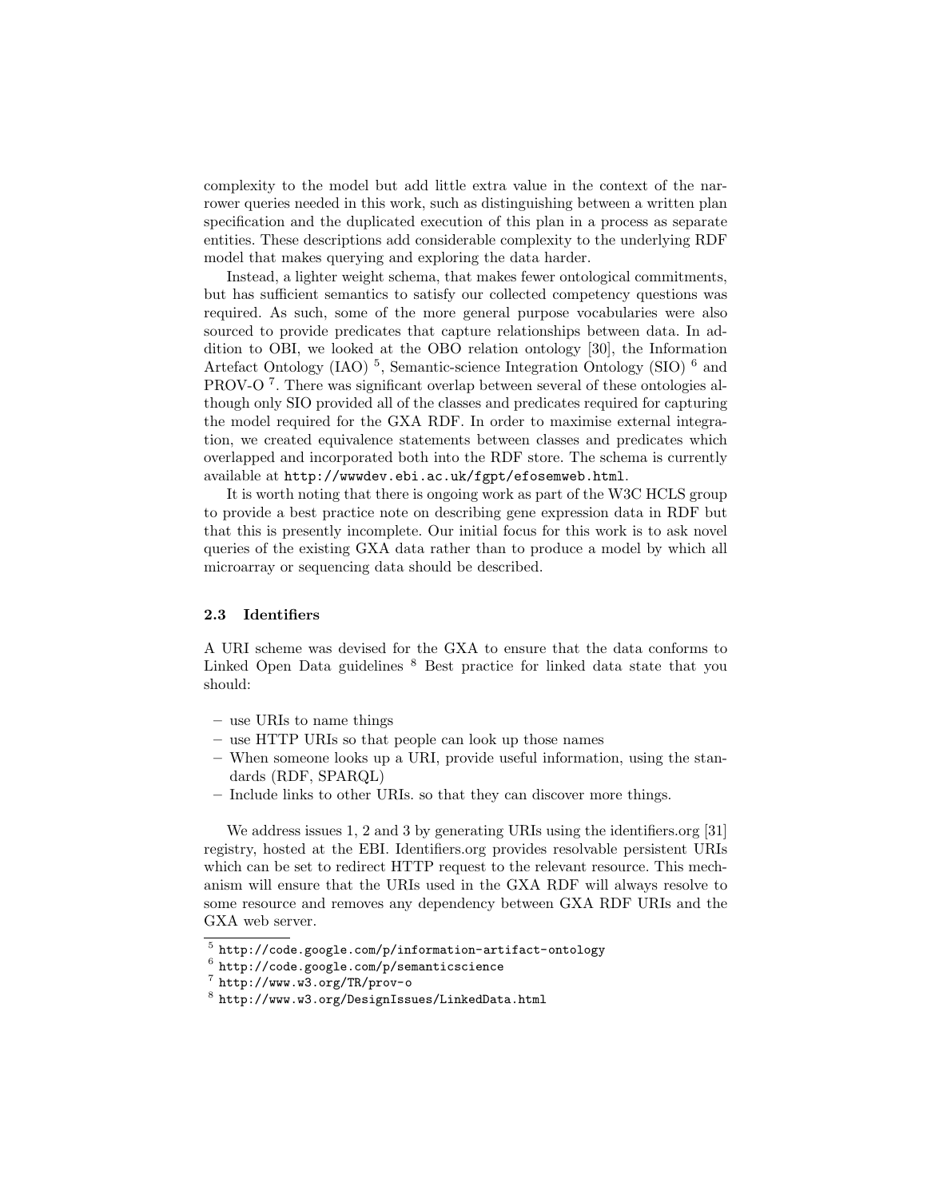complexity to the model but add little extra value in the context of the narrower queries needed in this work, such as distinguishing between a written plan specification and the duplicated execution of this plan in a process as separate entities. These descriptions add considerable complexity to the underlying RDF model that makes querying and exploring the data harder.

Instead, a lighter weight schema, that makes fewer ontological commitments, but has sufficient semantics to satisfy our collected competency questions was required. As such, some of the more general purpose vocabularies were also sourced to provide predicates that capture relationships between data. In addition to OBI, we looked at the OBO relation ontology [30], the Information Artefact Ontology (IAO) [5], Semantic-science Integration Ontology (SIO) [6] and PROV-O [7]. There was significant overlap between several of these ontologies although only SIO provided all of the classes and predicates required for capturing the model required for the GXA RDF. In order to maximise external integration, we created equivalence statements between classes and predicates which overlapped and incorporated both into the RDF store. The schema is currently available at `http://wwwdev.ebi.ac.uk/fgpt/efosemweb.html`.

It is worth noting that there is ongoing work as part of the W3C HCLS group to provide a best practice note on describing gene expression data in RDF but that this is presently incomplete. Our initial focus for this work is to ask novel queries of the existing GXA data rather than to produce a model by which all microarray or sequencing data should be described.

### 2.3 Identifiers

A URI scheme was devised for the GXA to ensure that the data conforms to Linked Open Data guidelines [8] Best practice for linked data state that you should:

- use URIs to name things
- use HTTP URIs so that people can look up those names
- When someone looks up a URI, provide useful information, using the standards (RDF, SPARQL)
- Include links to other URIs. so that they can discover more things.

We address issues 1, 2 and 3 by generating URIs using the identifiers.org [31] registry, hosted at the EBI. Identifiers.org provides resolvable persistent URIs which can be set to redirect HTTP request to the relevant resource. This mechanism will ensure that the URIs used in the GXA RDF will always resolve to some resource and removes any dependency between GXA RDF URIs and the GXA web server.

---

[5] `http://code.google.com/p/information-artifact-ontology`

[6] `http://code.google.com/p/semanticscience`

[7] `http://www.w3.org/TR/prov-o`

[8] `http://www.w3.org/DesignIssues/LinkedData.html`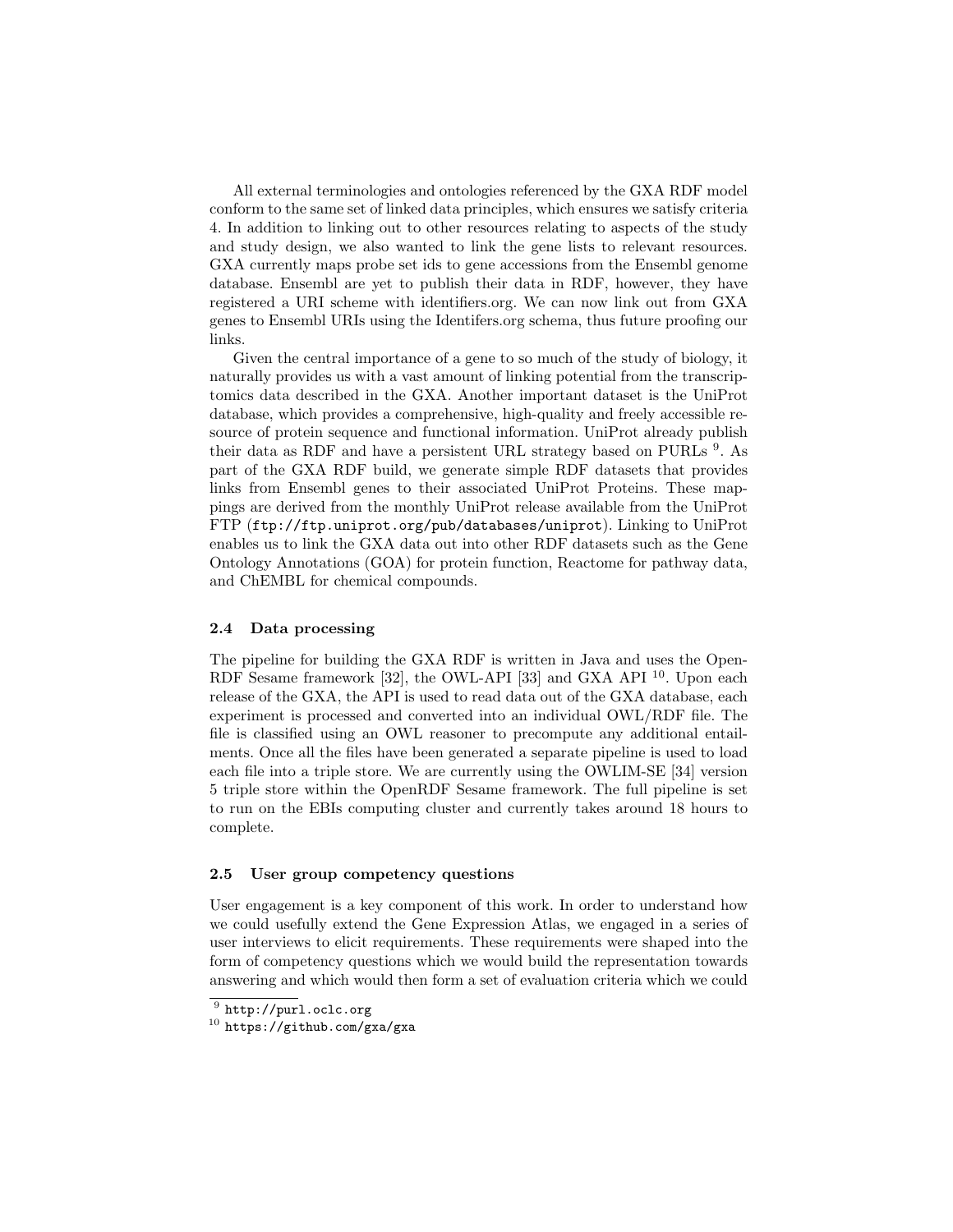All external terminologies and ontologies referenced by the GXA RDF model conform to the same set of linked data principles, which ensures we satisfy criteria 4. In addition to linking out to other resources relating to aspects of the study and study design, we also wanted to link the gene lists to relevant resources. GXA currently maps probe set ids to gene accessions from the Ensembl genome database. Ensembl are yet to publish their data in RDF, however, they have registered a URI scheme with identifiers.org. We can now link out from GXA genes to Ensembl URIs using the Identifers.org schema, thus future proofing our links.

Given the central importance of a gene to so much of the study of biology, it naturally provides us with a vast amount of linking potential from the transcriptomics data described in the GXA. Another important dataset is the UniProt database, which provides a comprehensive, high-quality and freely accessible resource of protein sequence and functional information. UniProt already publish their data as RDF and have a persistent URL strategy based on PURLs [9]. As part of the GXA RDF build, we generate simple RDF datasets that provides links from Ensembl genes to their associated UniProt Proteins. These mappings are derived from the monthly UniProt release available from the UniProt FTP (`ftp://ftp.uniprot.org/pub/databases/uniprot`). Linking to UniProt enables us to link the GXA data out into other RDF datasets such as the Gene Ontology Annotations (GOA) for protein function, Reactome for pathway data, and ChEMBL for chemical compounds.

### 2.4 Data processing

The pipeline for building the GXA RDF is written in Java and uses the OpenRDF Sesame framework [32], the OWL-API [33] and GXA API [10]. Upon each release of the GXA, the API is used to read data out of the GXA database, each experiment is processed and converted into an individual OWL/RDF file. The file is classified using an OWL reasoner to precompute any additional entailments. Once all the files have been generated a separate pipeline is used to load each file into a triple store. We are currently using the OWLIM-SE [34] version 5 triple store within the OpenRDF Sesame framework. The full pipeline is set to run on the EBIs computing cluster and currently takes around 18 hours to complete.

### 2.5 User group competency questions

User engagement is a key component of this work. In order to understand how we could usefully extend the Gene Expression Atlas, we engaged in a series of user interviews to elicit requirements. These requirements were shaped into the form of competency questions which we would build the representation towards answering and which would then form a set of evaluation criteria which we could

[9] `http://purl.oclc.org`

[10] `https://github.com/gxa/gxa`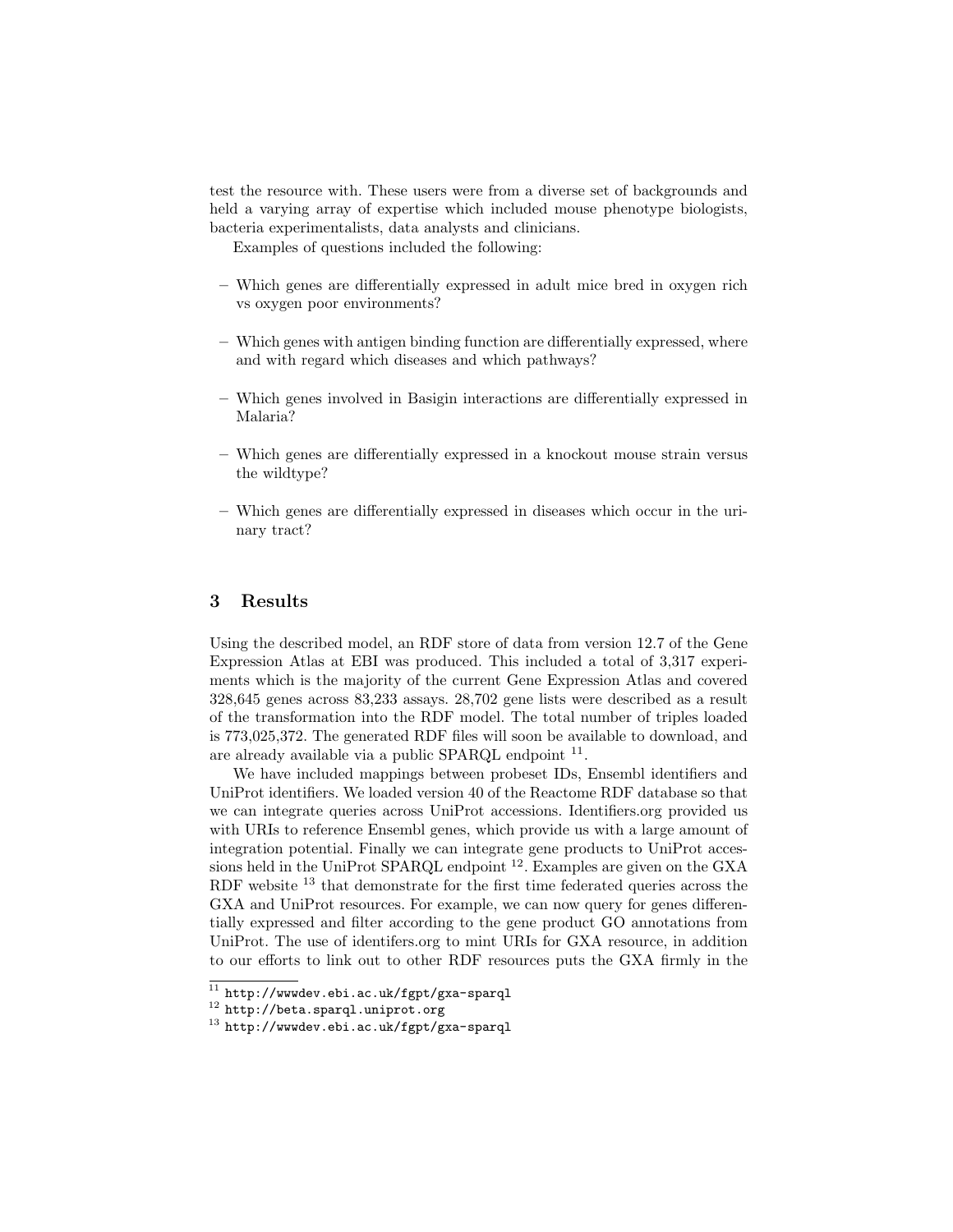test the resource with. These users were from a diverse set of backgrounds and held a varying array of expertise which included mouse phenotype biologists, bacteria experimentalists, data analysts and clinicians.

Examples of questions included the following:

- Which genes are differentially expressed in adult mice bred in oxygen rich vs oxygen poor environments?
- Which genes with antigen binding function are differentially expressed, where and with regard which diseases and which pathways?
- Which genes involved in Basigin interactions are differentially expressed in Malaria?
- Which genes are differentially expressed in a knockout mouse strain versus the wildtype?
- Which genes are differentially expressed in diseases which occur in the urinary tract?

## 3 Results

Using the described model, an RDF store of data from version 12.7 of the Gene Expression Atlas at EBI was produced. This included a total of 3,317 experiments which is the majority of the current Gene Expression Atlas and covered 328,645 genes across 83,233 assays. 28,702 gene lists were described as a result of the transformation into the RDF model. The total number of triples loaded is 773,025,372. The generated RDF files will soon be available to download, and are already available via a public SPARQL endpoint [11].

We have included mappings between probeset IDs, Ensembl identifiers and UniProt identifiers. We loaded version 40 of the Reactome RDF database so that we can integrate queries across UniProt accessions. Identifiers.org provided us with URIs to reference Ensembl genes, which provide us with a large amount of integration potential. Finally we can integrate gene products to UniProt accessions held in the UniProt SPARQL endpoint [12]. Examples are given on the GXA RDF website [13] that demonstrate for the first time federated queries across the GXA and UniProt resources. For example, we can now query for genes differentially expressed and filter according to the gene product GO annotations from UniProt. The use of identifers.org to mint URIs for GXA resource, in addition to our efforts to link out to other RDF resources puts the GXA firmly in the

[11] http://wwwdev.ebi.ac.uk/fgpt/gxa-sparql

[12] http://beta.sparql.uniprot.org

[13] http://wwwdev.ebi.ac.uk/fgpt/gxa-sparql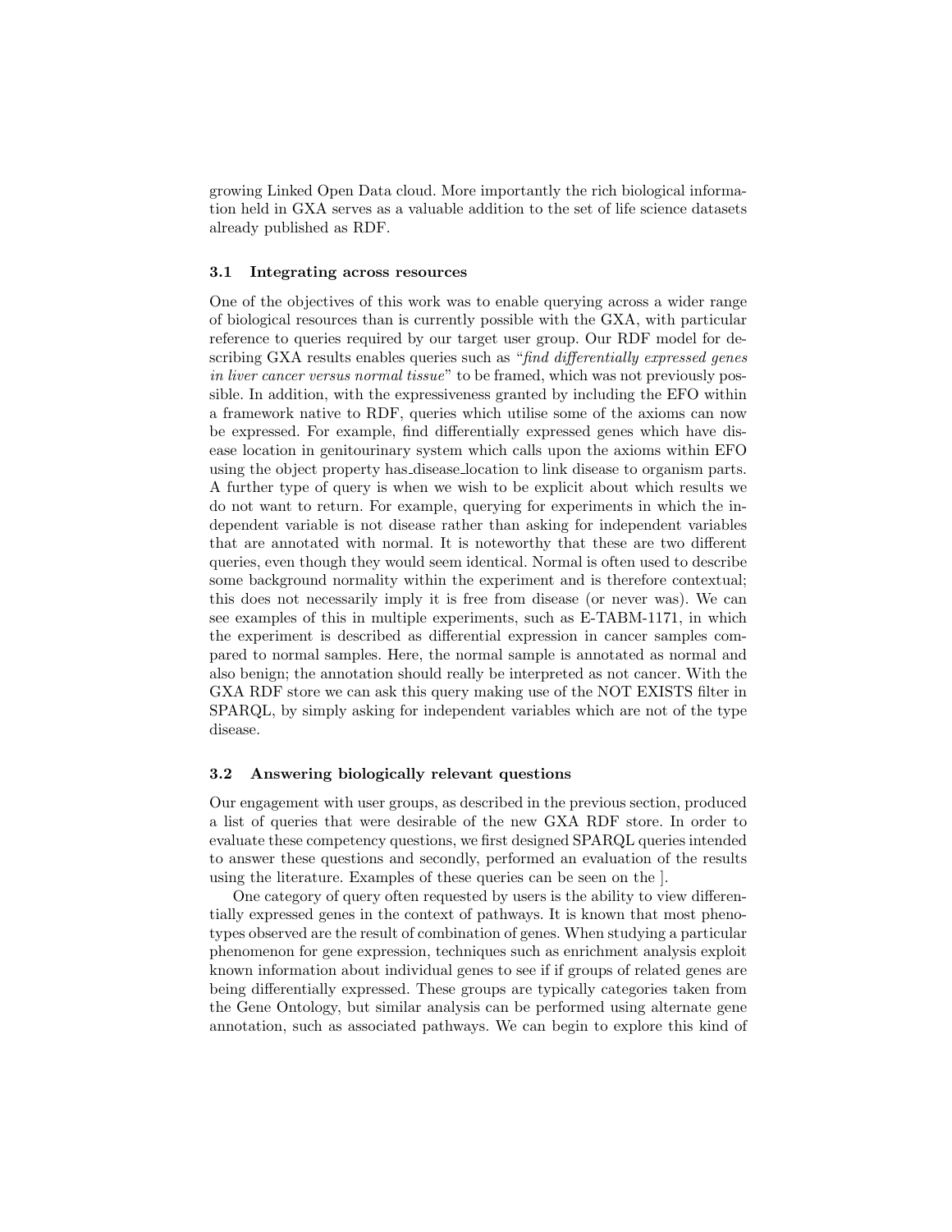growing Linked Open Data cloud. More importantly the rich biological information held in GXA serves as a valuable addition to the set of life science datasets already published as RDF.

### 3.1 Integrating across resources

One of the objectives of this work was to enable querying across a wider range of biological resources than is currently possible with the GXA, with particular reference to queries required by our target user group. Our RDF model for describing GXA results enables queries such as "*find differentially expressed genes in liver cancer versus normal tissue*" to be framed, which was not previously possible. In addition, with the expressiveness granted by including the EFO within a framework native to RDF, queries which utilise some of the axioms can now be expressed. For example, find differentially expressed genes which have disease location in genitourinary system which calls upon the axioms within EFO using the object property has_disease_location to link disease to organism parts. A further type of query is when we wish to be explicit about which results we do not want to return. For example, querying for experiments in which the independent variable is not disease rather than asking for independent variables that are annotated with normal. It is noteworthy that these are two different queries, even though they would seem identical. Normal is often used to describe some background normality within the experiment and is therefore contextual; this does not necessarily imply it is free from disease (or never was). We can see examples of this in multiple experiments, such as E-TABM-1171, in which the experiment is described as differential expression in cancer samples compared to normal samples. Here, the normal sample is annotated as normal and also benign; the annotation should really be interpreted as not cancer. With the GXA RDF store we can ask this query making use of the NOT EXISTS filter in SPARQL, by simply asking for independent variables which are not of the type disease.

### 3.2 Answering biologically relevant questions

Our engagement with user groups, as described in the previous section, produced a list of queries that were desirable of the new GXA RDF store. In order to evaluate these competency questions, we first designed SPARQL queries intended to answer these questions and secondly, performed an evaluation of the results using the literature. Examples of these queries can be seen on the ].

One category of query often requested by users is the ability to view differentially expressed genes in the context of pathways. It is known that most phenotypes observed are the result of combination of genes. When studying a particular phenomenon for gene expression, techniques such as enrichment analysis exploit known information about individual genes to see if if groups of related genes are being differentially expressed. These groups are typically categories taken from the Gene Ontology, but similar analysis can be performed using alternate gene annotation, such as associated pathways. We can begin to explore this kind of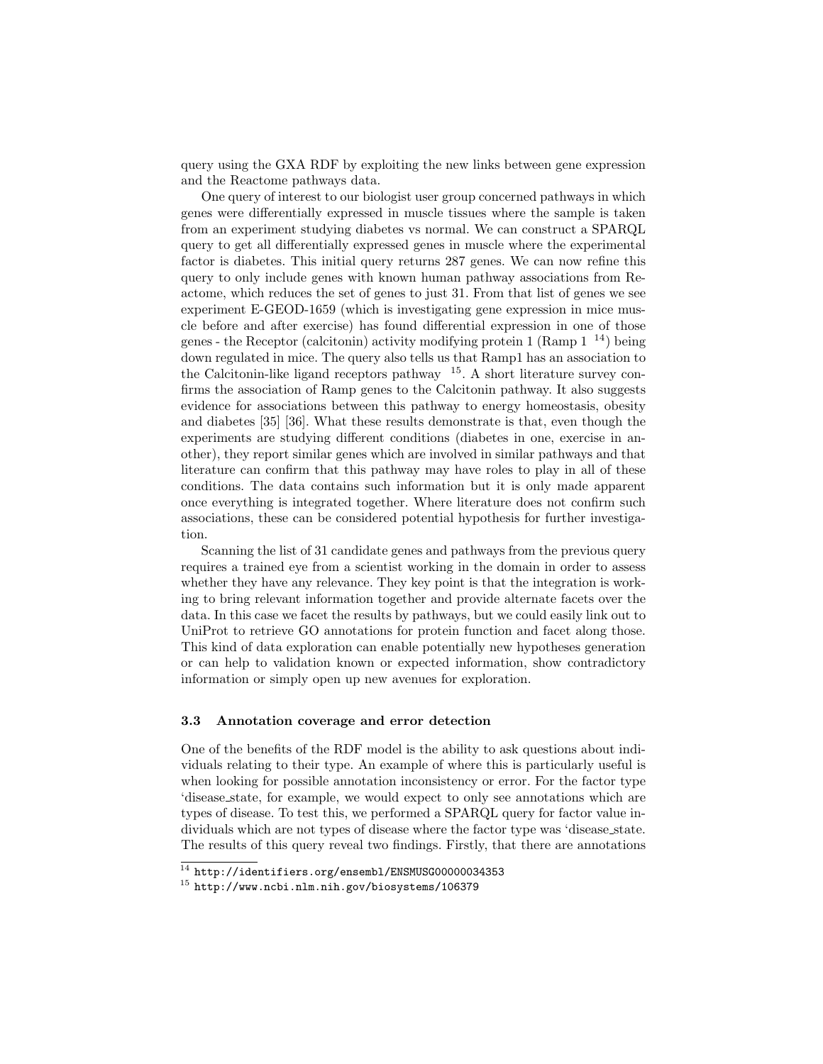query using the GXA RDF by exploiting the new links between gene expression and the Reactome pathways data.

One query of interest to our biologist user group concerned pathways in which genes were differentially expressed in muscle tissues where the sample is taken from an experiment studying diabetes vs normal. We can construct a SPARQL query to get all differentially expressed genes in muscle where the experimental factor is diabetes. This initial query returns 287 genes. We can now refine this query to only include genes with known human pathway associations from Reactome, which reduces the set of genes to just 31. From that list of genes we see experiment E-GEOD-1659 (which is investigating gene expression in mice muscle before and after exercise) has found differential expression in one of those genes - the Receptor (calcitonin) activity modifying protein 1 (Ramp 1 [14]) being down regulated in mice. The query also tells us that Ramp1 has an association to the Calcitonin-like ligand receptors pathway [15]. A short literature survey confirms the association of Ramp genes to the Calcitonin pathway. It also suggests evidence for associations between this pathway to energy homeostasis, obesity and diabetes [35] [36]. What these results demonstrate is that, even though the experiments are studying different conditions (diabetes in one, exercise in another), they report similar genes which are involved in similar pathways and that literature can confirm that this pathway may have roles to play in all of these conditions. The data contains such information but it is only made apparent once everything is integrated together. Where literature does not confirm such associations, these can be considered potential hypothesis for further investigation.

Scanning the list of 31 candidate genes and pathways from the previous query requires a trained eye from a scientist working in the domain in order to assess whether they have any relevance. They key point is that the integration is working to bring relevant information together and provide alternate facets over the data. In this case we facet the results by pathways, but we could easily link out to UniProt to retrieve GO annotations for protein function and facet along those. This kind of data exploration can enable potentially new hypotheses generation or can help to validation known or expected information, show contradictory information or simply open up new avenues for exploration.

### 3.3 Annotation coverage and error detection

One of the benefits of the RDF model is the ability to ask questions about individuals relating to their type. An example of where this is particularly useful is when looking for possible annotation inconsistency or error. For the factor type 'disease_state, for example, we would expect to only see annotations which are types of disease. To test this, we performed a SPARQL query for factor value individuals which are not types of disease where the factor type was 'disease_state. The results of this query reveal two findings. Firstly, that there are annotations

[14] `http://identifiers.org/ensembl/ENSMUSG00000034353`

[15] `http://www.ncbi.nlm.nih.gov/biosystems/106379`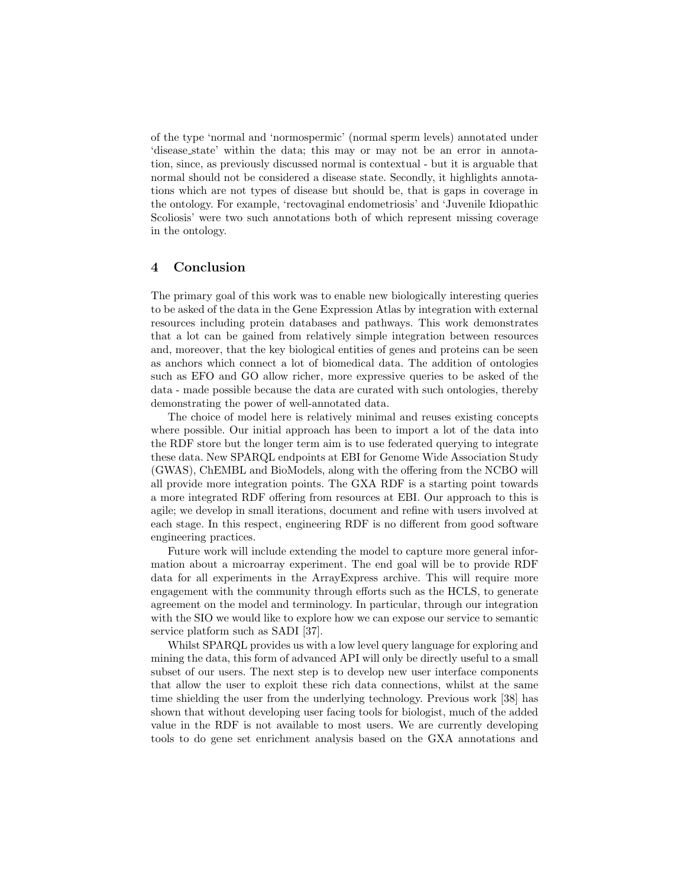of the type 'normal and 'normospermic' (normal sperm levels) annotated under 'disease_state' within the data; this may or may not be an error in annotation, since, as previously discussed normal is contextual - but it is arguable that normal should not be considered a disease state. Secondly, it highlights annotations which are not types of disease but should be, that is gaps in coverage in the ontology. For example, 'rectovaginal endometriosis' and 'Juvenile Idiopathic Scoliosis' were two such annotations both of which represent missing coverage in the ontology.

## 4 Conclusion

The primary goal of this work was to enable new biologically interesting queries to be asked of the data in the Gene Expression Atlas by integration with external resources including protein databases and pathways. This work demonstrates that a lot can be gained from relatively simple integration between resources and, moreover, that the key biological entities of genes and proteins can be seen as anchors which connect a lot of biomedical data. The addition of ontologies such as EFO and GO allow richer, more expressive queries to be asked of the data - made possible because the data are curated with such ontologies, thereby demonstrating the power of well-annotated data.

The choice of model here is relatively minimal and reuses existing concepts where possible. Our initial approach has been to import a lot of the data into the RDF store but the longer term aim is to use federated querying to integrate these data. New SPARQL endpoints at EBI for Genome Wide Association Study (GWAS), ChEMBL and BioModels, along with the offering from the NCBO will all provide more integration points. The GXA RDF is a starting point towards a more integrated RDF offering from resources at EBI. Our approach to this is agile; we develop in small iterations, document and refine with users involved at each stage. In this respect, engineering RDF is no different from good software engineering practices.

Future work will include extending the model to capture more general information about a microarray experiment. The end goal will be to provide RDF data for all experiments in the ArrayExpress archive. This will require more engagement with the community through efforts such as the HCLS, to generate agreement on the model and terminology. In particular, through our integration with the SIO we would like to explore how we can expose our service to semantic service platform such as SADI [37].

Whilst SPARQL provides us with a low level query language for exploring and mining the data, this form of advanced API will only be directly useful to a small subset of our users. The next step is to develop new user interface components that allow the user to exploit these rich data connections, whilst at the same time shielding the user from the underlying technology. Previous work [38] has shown that without developing user facing tools for biologist, much of the added value in the RDF is not available to most users. We are currently developing tools to do gene set enrichment analysis based on the GXA annotations and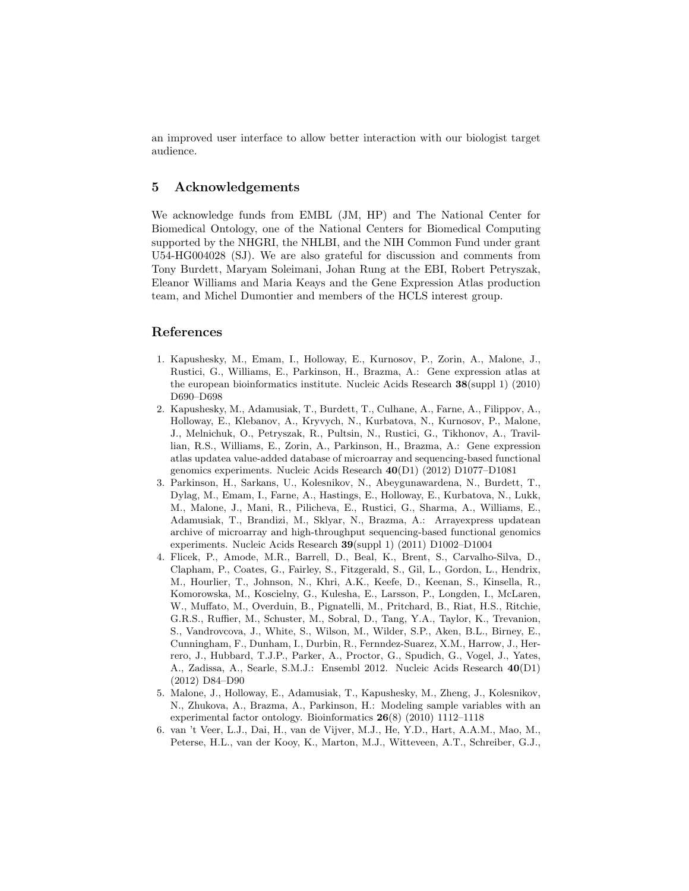an improved user interface to allow better interaction with our biologist target audience.

## 5 Acknowledgements

We acknowledge funds from EMBL (JM, HP) and The National Center for Biomedical Ontology, one of the National Centers for Biomedical Computing supported by the NHGRI, the NHLBI, and the NIH Common Fund under grant U54-HG004028 (SJ). We are also grateful for discussion and comments from Tony Burdett, Maryam Soleimani, Johan Rung at the EBI, Robert Petryszak, Eleanor Williams and Maria Keays and the Gene Expression Atlas production team, and Michel Dumontier and members of the HCLS interest group.

## References

1. Kapushesky, M., Emam, I., Holloway, E., Kurnosov, P., Zorin, A., Malone, J., Rustici, G., Williams, E., Parkinson, H., Brazma, A.: Gene expression atlas at the european bioinformatics institute. Nucleic Acids Research **38**(suppl 1) (2010) D690–D698
2. Kapushesky, M., Adamusiak, T., Burdett, T., Culhane, A., Farne, A., Filippov, A., Holloway, E., Klebanov, A., Kryvych, N., Kurbatova, N., Kurnosov, P., Malone, J., Melnichuk, O., Petryszak, R., Pultsin, N., Rustici, G., Tikhonov, A., Travillian, R.S., Williams, E., Zorin, A., Parkinson, H., Brazma, A.: Gene expression atlas updatea value-added database of microarray and sequencing-based functional genomics experiments. Nucleic Acids Research **40**(D1) (2012) D1077–D1081
3. Parkinson, H., Sarkans, U., Kolesnikov, N., Abeygunawardena, N., Burdett, T., Dylag, M., Emam, I., Farne, A., Hastings, E., Holloway, E., Kurbatova, N., Lukk, M., Malone, J., Mani, R., Pilicheva, E., Rustici, G., Sharma, A., Williams, E., Adamusiak, T., Brandizi, M., Sklyar, N., Brazma, A.: Arrayexpress updatean archive of microarray and high-throughput sequencing-based functional genomics experiments. Nucleic Acids Research **39**(suppl 1) (2011) D1002–D1004
4. Flicek, P., Amode, M.R., Barrell, D., Beal, K., Brent, S., Carvalho-Silva, D., Clapham, P., Coates, G., Fairley, S., Fitzgerald, S., Gil, L., Gordon, L., Hendrix, M., Hourlier, T., Johnson, N., Khri, A.K., Keefe, D., Keenan, S., Kinsella, R., Komorowska, M., Koscielny, G., Kulesha, E., Larsson, P., Longden, I., McLaren, W., Muffato, M., Overduin, B., Pignatelli, M., Pritchard, B., Riat, H.S., Ritchie, G.R.S., Ruffier, M., Schuster, M., Sobral, D., Tang, Y.A., Taylor, K., Trevanion, S., Vandrovcova, J., White, S., Wilson, M., Wilder, S.P., Aken, B.L., Birney, E., Cunningham, F., Dunham, I., Durbin, R., Fernndez-Suarez, X.M., Harrow, J., Herrero, J., Hubbard, T.J.P., Parker, A., Proctor, G., Spudich, G., Vogel, J., Yates, A., Zadissa, A., Searle, S.M.J.: Ensembl 2012. Nucleic Acids Research **40**(D1) (2012) D84–D90
5. Malone, J., Holloway, E., Adamusiak, T., Kapushesky, M., Zheng, J., Kolesnikov, N., Zhukova, A., Brazma, A., Parkinson, H.: Modeling sample variables with an experimental factor ontology. Bioinformatics **26**(8) (2010) 1112–1118
6. van 't Veer, L.J., Dai, H., van de Vijver, M.J., He, Y.D., Hart, A.A.M., Mao, M., Peterse, H.L., van der Kooy, K., Marton, M.J., Witteveen, A.T., Schreiber, G.J.,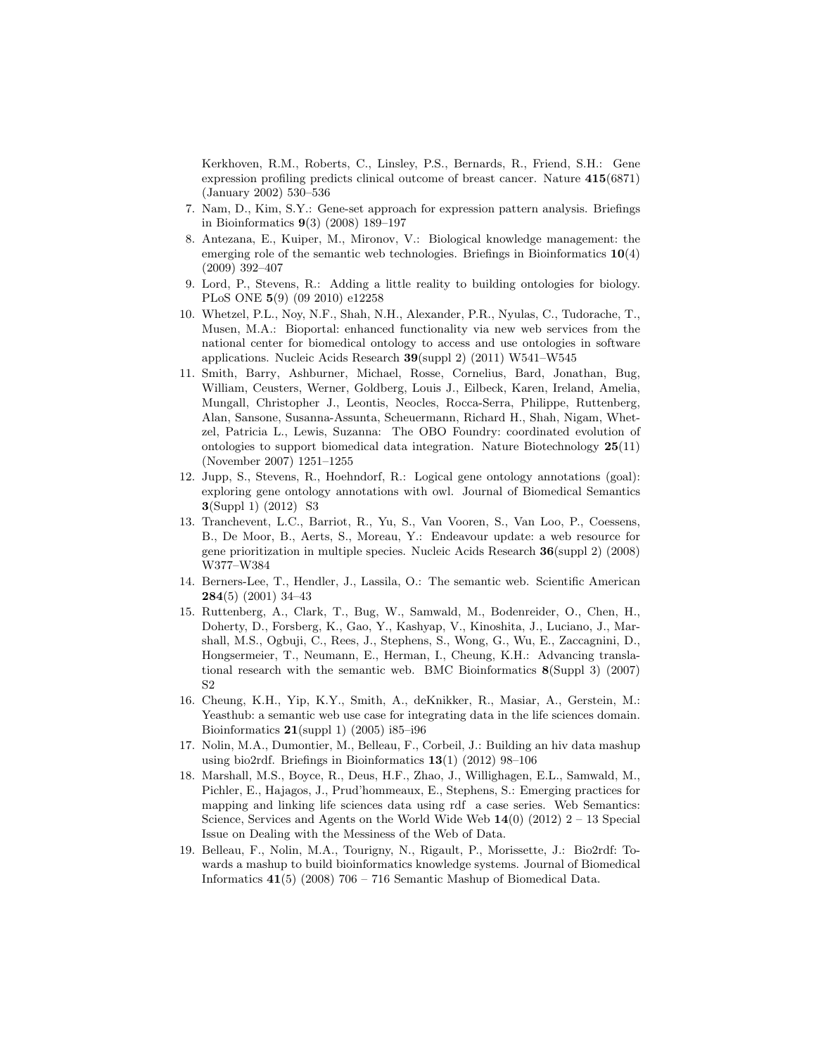Kerkhoven, R.M., Roberts, C., Linsley, P.S., Bernards, R., Friend, S.H.: Gene expression profiling predicts clinical outcome of breast cancer. Nature **415**(6871) (January 2002) 530–536

7. Nam, D., Kim, S.Y.: Gene-set approach for expression pattern analysis. Briefings in Bioinformatics **9**(3) (2008) 189–197
8. Antezana, E., Kuiper, M., Mironov, V.: Biological knowledge management: the emerging role of the semantic web technologies. Briefings in Bioinformatics **10**(4) (2009) 392–407
9. Lord, P., Stevens, R.: Adding a little reality to building ontologies for biology. PLoS ONE **5**(9) (09 2010) e12258
10. Whetzel, P.L., Noy, N.F., Shah, N.H., Alexander, P.R., Nyulas, C., Tudorache, T., Musen, M.A.: Bioportal: enhanced functionality via new web services from the national center for biomedical ontology to access and use ontologies in software applications. Nucleic Acids Research **39**(suppl 2) (2011) W541–W545
11. Smith, Barry, Ashburner, Michael, Rosse, Cornelius, Bard, Jonathan, Bug, William, Ceusters, Werner, Goldberg, Louis J., Eilbeck, Karen, Ireland, Amelia, Mungall, Christopher J., Leontis, Neocles, Rocca-Serra, Philippe, Ruttenberg, Alan, Sansone, Susanna-Assunta, Scheuermann, Richard H., Shah, Nigam, Whetzel, Patricia L., Lewis, Suzanna: The OBO Foundry: coordinated evolution of ontologies to support biomedical data integration. Nature Biotechnology **25**(11) (November 2007) 1251–1255
12. Jupp, S., Stevens, R., Hoehndorf, R.: Logical gene ontology annotations (goal): exploring gene ontology annotations with owl. Journal of Biomedical Semantics **3**(Suppl 1) (2012) S3
13. Tranchevent, L.C., Barriot, R., Yu, S., Van Vooren, S., Van Loo, P., Coessens, B., De Moor, B., Aerts, S., Moreau, Y.: Endeavour update: a web resource for gene prioritization in multiple species. Nucleic Acids Research **36**(suppl 2) (2008) W377–W384
14. Berners-Lee, T., Hendler, J., Lassila, O.: The semantic web. Scientific American **284**(5) (2001) 34–43
15. Ruttenberg, A., Clark, T., Bug, W., Samwald, M., Bodenreider, O., Chen, H., Doherty, D., Forsberg, K., Gao, Y., Kashyap, V., Kinoshita, J., Luciano, J., Marshall, M.S., Ogbuji, C., Rees, J., Stephens, S., Wong, G., Wu, E., Zaccagnini, D., Hongsermeier, T., Neumann, E., Herman, I., Cheung, K.H.: Advancing translational research with the semantic web. BMC Bioinformatics **8**(Suppl 3) (2007) S2
16. Cheung, K.H., Yip, K.Y., Smith, A., deKnikker, R., Masiar, A., Gerstein, M.: Yeasthub: a semantic web use case for integrating data in the life sciences domain. Bioinformatics **21**(suppl 1) (2005) i85–i96
17. Nolin, M.A., Dumontier, M., Belleau, F., Corbeil, J.: Building an hiv data mashup using bio2rdf. Briefings in Bioinformatics **13**(1) (2012) 98–106
18. Marshall, M.S., Boyce, R., Deus, H.F., Zhao, J., Willighagen, E.L., Samwald, M., Pichler, E., Hajagos, J., Prud'hommeaux, E., Stephens, S.: Emerging practices for mapping and linking life sciences data using rdf a case series. Web Semantics: Science, Services and Agents on the World Wide Web **14**(0) (2012) 2 – 13 Special Issue on Dealing with the Messiness of the Web of Data.
19. Belleau, F., Nolin, M.A., Tourigny, N., Rigault, P., Morissette, J.: Bio2rdf: Towards a mashup to build bioinformatics knowledge systems. Journal of Biomedical Informatics **41**(5) (2008) 706 – 716 Semantic Mashup of Biomedical Data.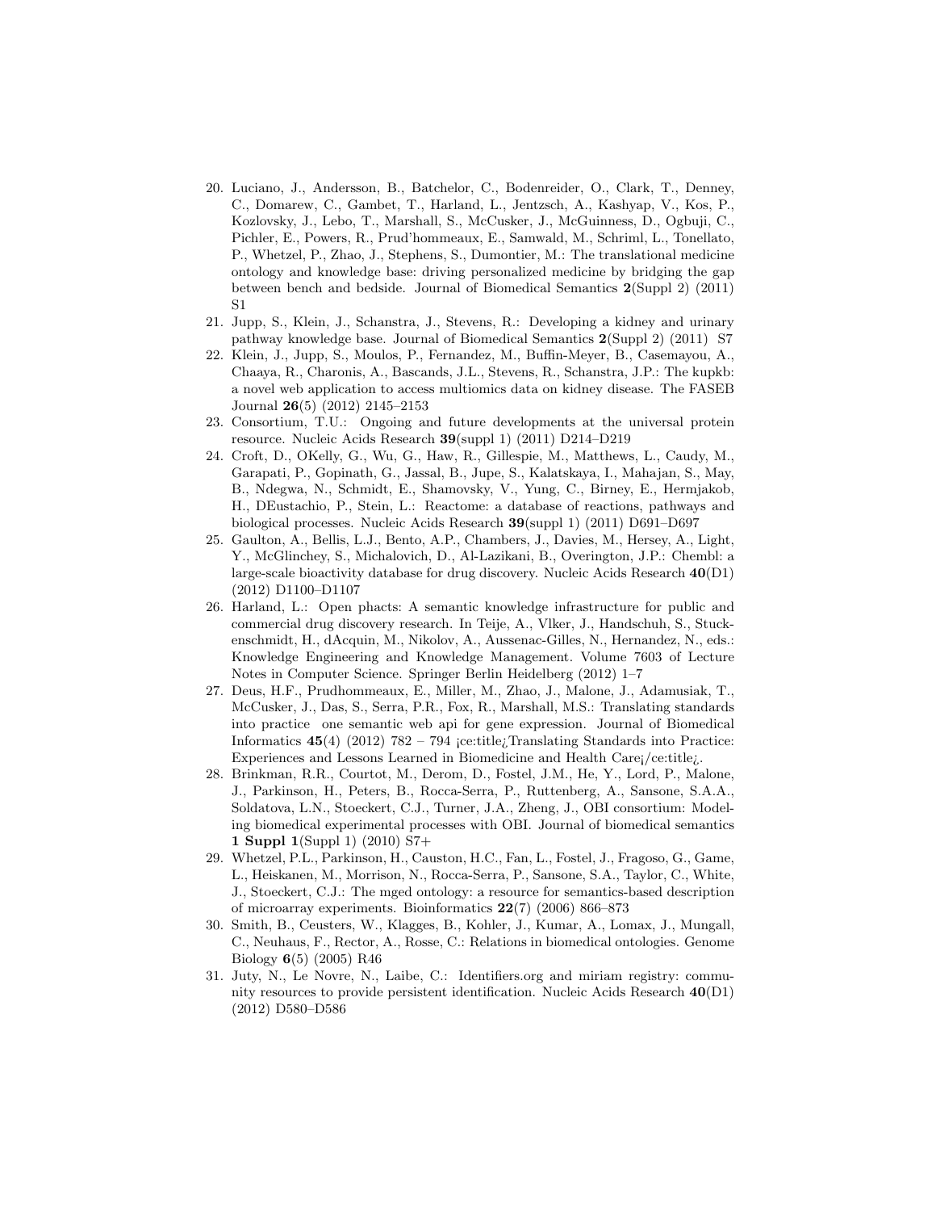20. Luciano, J., Andersson, B., Batchelor, C., Bodenreider, O., Clark, T., Denney, C., Domarew, C., Gambet, T., Harland, L., Jentzsch, A., Kashyap, V., Kos, P., Kozlovsky, J., Lebo, T., Marshall, S., McCusker, J., McGuinness, D., Ogbuji, C., Pichler, E., Powers, R., Prud'hommeaux, E., Samwald, M., Schriml, L., Tonellato, P., Whetzel, P., Zhao, J., Stephens, S., Dumontier, M.: The translational medicine ontology and knowledge base: driving personalized medicine by bridging the gap between bench and bedside. Journal of Biomedical Semantics **2**(Suppl 2) (2011) S1
21. Jupp, S., Klein, J., Schanstra, J., Stevens, R.: Developing a kidney and urinary pathway knowledge base. Journal of Biomedical Semantics **2**(Suppl 2) (2011) S7
22. Klein, J., Jupp, S., Moulos, P., Fernandez, M., Buffin-Meyer, B., Casemayou, A., Chaaya, R., Charonis, A., Bascands, J.L., Stevens, R., Schanstra, J.P.: The kupkb: a novel web application to access multiomics data on kidney disease. The FASEB Journal **26**(5) (2012) 2145–2153
23. Consortium, T.U.: Ongoing and future developments at the universal protein resource. Nucleic Acids Research **39**(suppl 1) (2011) D214–D219
24. Croft, D., OKelly, G., Wu, G., Haw, R., Gillespie, M., Matthews, L., Caudy, M., Garapati, P., Gopinath, G., Jassal, B., Jupe, S., Kalatskaya, I., Mahajan, S., May, B., Ndegwa, N., Schmidt, E., Shamovsky, V., Yung, C., Birney, E., Hermjakob, H., DEustachio, P., Stein, L.: Reactome: a database of reactions, pathways and biological processes. Nucleic Acids Research **39**(suppl 1) (2011) D691–D697
25. Gaulton, A., Bellis, L.J., Bento, A.P., Chambers, J., Davies, M., Hersey, A., Light, Y., McGlinchey, S., Michalovich, D., Al-Lazikani, B., Overington, J.P.: Chembl: a large-scale bioactivity database for drug discovery. Nucleic Acids Research **40**(D1) (2012) D1100–D1107
26. Harland, L.: Open phacts: A semantic knowledge infrastructure for public and commercial drug discovery research. In Teije, A., Vlker, J., Handschuh, S., Stuckenschmidt, H., dAcquin, M., Nikolov, A., Aussenac-Gilles, N., Hernandez, N., eds.: Knowledge Engineering and Knowledge Management. Volume 7603 of Lecture Notes in Computer Science. Springer Berlin Heidelberg (2012) 1–7
27. Deus, H.F., Prudhommeaux, E., Miller, M., Zhao, J., Malone, J., Adamusiak, T., McCusker, J., Das, S., Serra, P.R., Fox, R., Marshall, M.S.: Translating standards into practice one semantic web api for gene expression. Journal of Biomedical Informatics **45**(4) (2012) 782 – 794 ¡ce:title¿Translating Standards into Practice: Experiences and Lessons Learned in Biomedicine and Health Care¡/ce:title¿.
28. Brinkman, R.R., Courtot, M., Derom, D., Fostel, J.M., He, Y., Lord, P., Malone, J., Parkinson, H., Peters, B., Rocca-Serra, P., Ruttenberg, A., Sansone, S.A.A., Soldatova, L.N., Stoeckert, C.J., Turner, J.A., Zheng, J., OBI consortium: Modeling biomedical experimental processes with OBI. Journal of biomedical semantics **1 Suppl 1**(Suppl 1) (2010) S7+
29. Whetzel, P.L., Parkinson, H., Causton, H.C., Fan, L., Fostel, J., Fragoso, G., Game, L., Heiskanen, M., Morrison, N., Rocca-Serra, P., Sansone, S.A., Taylor, C., White, J., Stoeckert, C.J.: The mged ontology: a resource for semantics-based description of microarray experiments. Bioinformatics **22**(7) (2006) 866–873
30. Smith, B., Ceusters, W., Klagges, B., Kohler, J., Kumar, A., Lomax, J., Mungall, C., Neuhaus, F., Rector, A., Rosse, C.: Relations in biomedical ontologies. Genome Biology **6**(5) (2005) R46
31. Juty, N., Le Novre, N., Laibe, C.: Identifiers.org and miriam registry: community resources to provide persistent identification. Nucleic Acids Research **40**(D1) (2012) D580–D586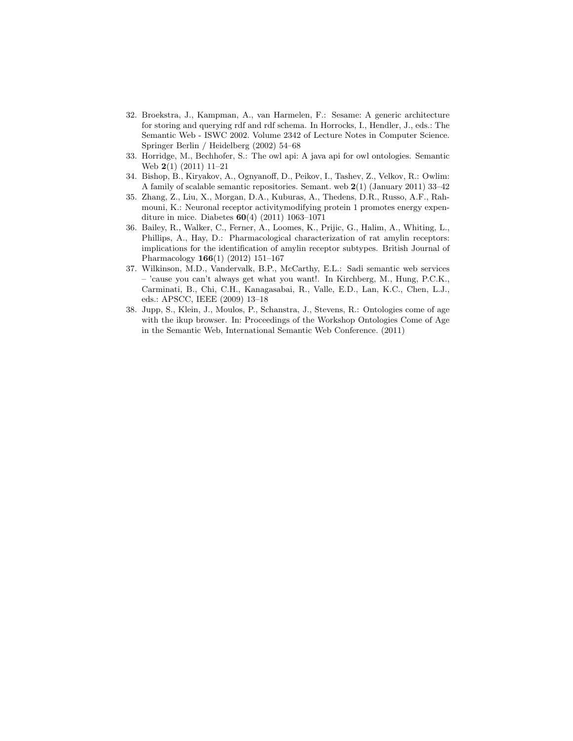32. Broekstra, J., Kampman, A., van Harmelen, F.: Sesame: A generic architecture for storing and querying rdf and rdf schema. In Horrocks, I., Hendler, J., eds.: The Semantic Web - ISWC 2002. Volume 2342 of Lecture Notes in Computer Science. Springer Berlin / Heidelberg (2002) 54–68
33. Horridge, M., Bechhofer, S.: The owl api: A java api for owl ontologies. Semantic Web **2**(1) (2011) 11–21
34. Bishop, B., Kiryakov, A., Ognyanoff, D., Peikov, I., Tashev, Z., Velkov, R.: Owlim: A family of scalable semantic repositories. Semant. web **2**(1) (January 2011) 33–42
35. Zhang, Z., Liu, X., Morgan, D.A., Kuburas, A., Thedens, D.R., Russo, A.F., Rahmouni, K.: Neuronal receptor activitymodifying protein 1 promotes energy expenditure in mice. Diabetes **60**(4) (2011) 1063–1071
36. Bailey, R., Walker, C., Ferner, A., Loomes, K., Prijic, G., Halim, A., Whiting, L., Phillips, A., Hay, D.: Pharmacological characterization of rat amylin receptors: implications for the identification of amylin receptor subtypes. British Journal of Pharmacology **166**(1) (2012) 151–167
37. Wilkinson, M.D., Vandervalk, B.P., McCarthy, E.L.: Sadi semantic web services – 'cause you can't always get what you want!. In Kirchberg, M., Hung, P.C.K., Carminati, B., Chi, C.H., Kanagasabai, R., Valle, E.D., Lan, K.C., Chen, L.J., eds.: APSCC, IEEE (2009) 13–18
38. Jupp, S., Klein, J., Moulos, P., Schanstra, J., Stevens, R.: Ontologies come of age with the ikup browser. In: Proceedings of the Workshop Ontologies Come of Age in the Semantic Web, International Semantic Web Conference. (2011)